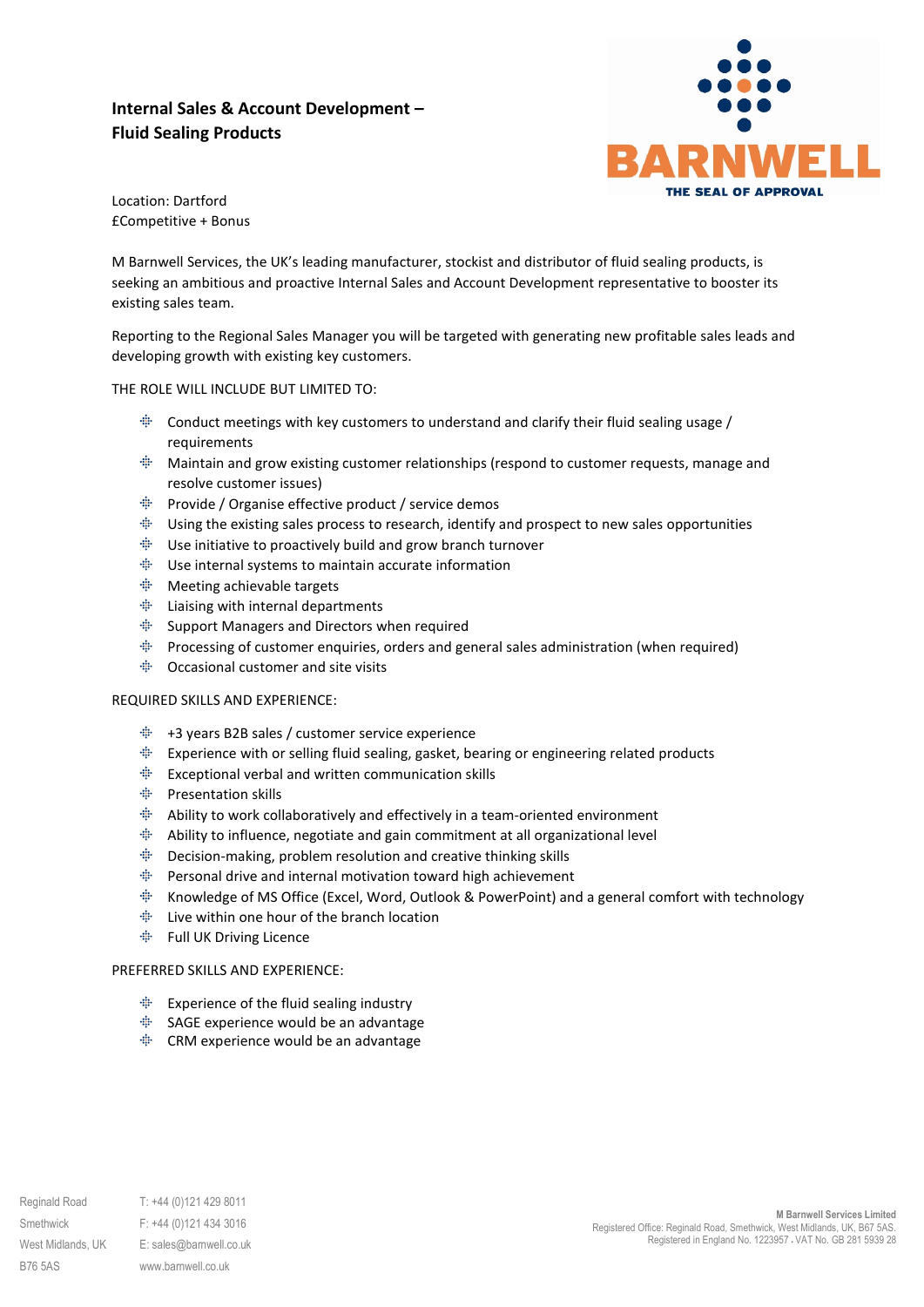# Internal Sales & Account Development – Fluid Sealing Products

BARNWELL
THE SEAL OF APPROVAL

Location: Dartford
£Competitive + Bonus

M Barnwell Services, the UK's leading manufacturer, stockist and distributor of fluid sealing products, is seeking an ambitious and proactive Internal Sales and Account Development representative to booster its existing sales team.

Reporting to the Regional Sales Manager you will be targeted with generating new profitable sales leads and developing growth with existing key customers.

THE ROLE WILL INCLUDE BUT LIMITED TO:

- Conduct meetings with key customers to understand and clarify their fluid sealing usage / requirements
- Maintain and grow existing customer relationships (respond to customer requests, manage and resolve customer issues)
- Provide / Organise effective product / service demos
- Using the existing sales process to research, identify and prospect to new sales opportunities
- Use initiative to proactively build and grow branch turnover
- Use internal systems to maintain accurate information
- Meeting achievable targets
- Liaising with internal departments
- Support Managers and Directors when required
- Processing of customer enquiries, orders and general sales administration (when required)
- Occasional customer and site visits

REQUIRED SKILLS AND EXPERIENCE:

- +3 years B2B sales / customer service experience
- Experience with or selling fluid sealing, gasket, bearing or engineering related products
- Exceptional verbal and written communication skills
- Presentation skills
- Ability to work collaboratively and effectively in a team-oriented environment
- Ability to influence, negotiate and gain commitment at all organizational level
- Decision-making, problem resolution and creative thinking skills
- Personal drive and internal motivation toward high achievement
- Knowledge of MS Office (Excel, Word, Outlook & PowerPoint) and a general comfort with technology
- Live within one hour of the branch location
- Full UK Driving Licence

PREFERRED SKILLS AND EXPERIENCE:

- Experience of the fluid sealing industry
- SAGE experience would be an advantage
- CRM experience would be an advantage

Reginald Road
Smethwick
West Midlands, UK
B76 5AS

T: +44 (0)121 429 8011
F: +44 (0)121 434 3016
E: sales@barnwell.co.uk
www.barnwell.co.uk

**M Barnwell Services Limited**
Registered Office: Reginald Road, Smethwick, West Midlands, UK, B67 5AS.
Registered in England No. 1223957 . VAT No. GB 281 5939 28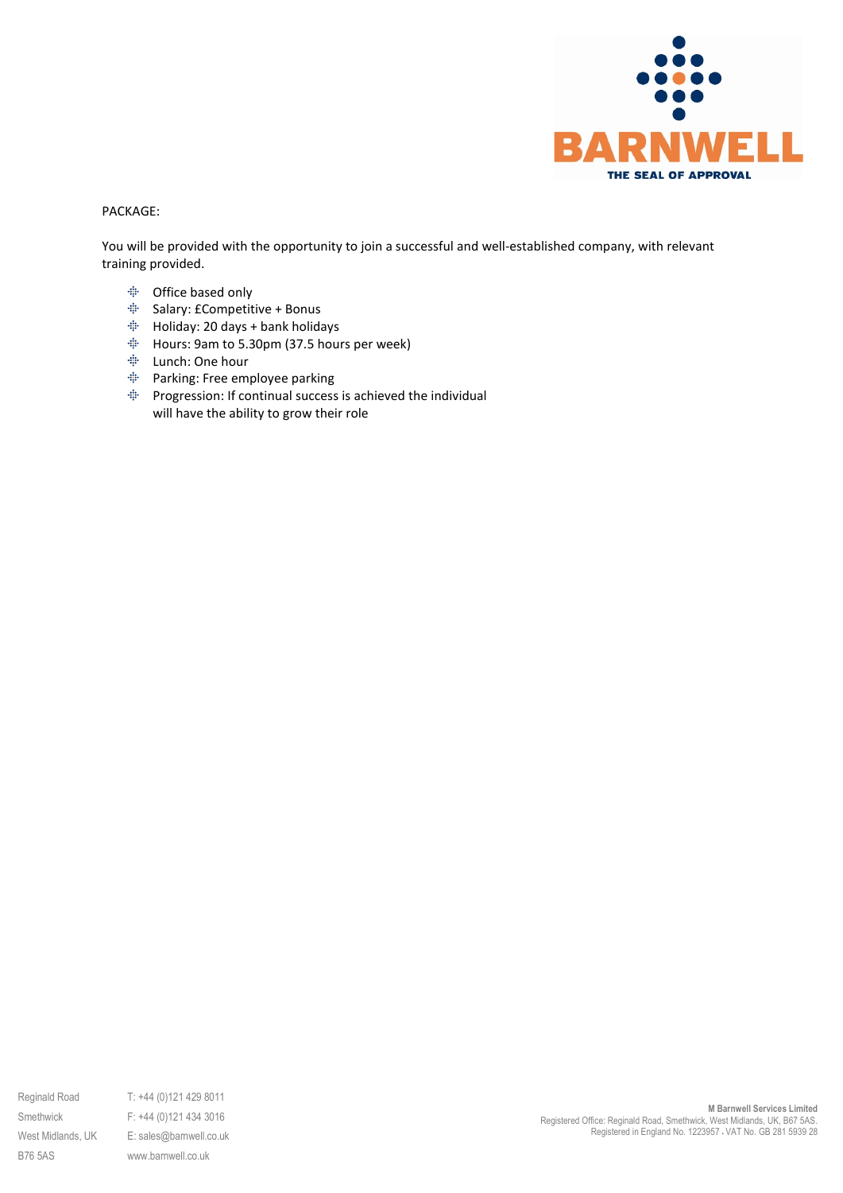PACKAGE:

You will be provided with the opportunity to join a successful and well-established company, with relevant training provided.

- Office based only
- Salary: £Competitive + Bonus
- Holiday: 20 days + bank holidays
- Hours: 9am to 5.30pm (37.5 hours per week)
- Lunch: One hour
- Parking: Free employee parking
- Progression: If continual success is achieved the individual will have the ability to grow their role